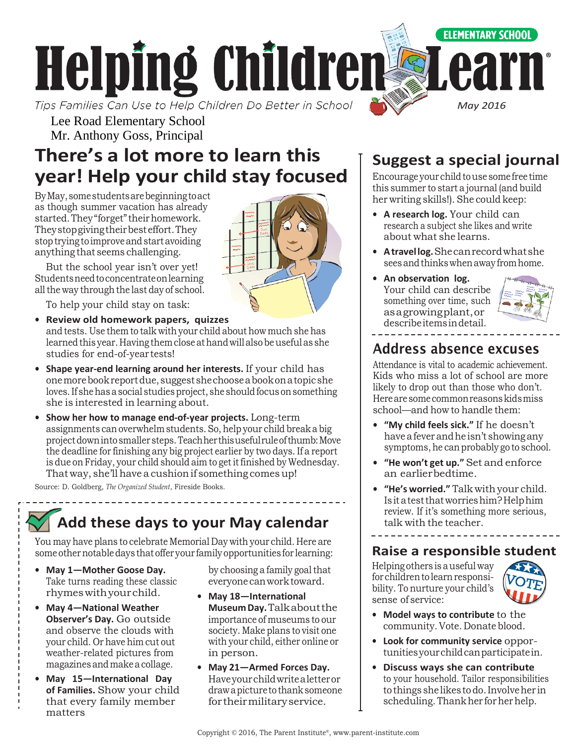ELEMENTARY SCHOOL

# Helping Children Learn®

*Tips Families Can Use to Help Children Do Better in School*

*May 2016*

Lee Road Elementary School
Mr. Anthony Goss, Principal

## There's a lot more to learn this year! Help your child stay focused

By May, some students are beginning to act as though summer vacation has already started. They "forget" their homework. They stop giving their best effort. They stop trying to improve and start avoiding anything that seems challenging.

But the school year isn't over yet! Students need to concentrate on learning all the way through the last day of school.

To help your child stay on task:

- **Review old homework papers, quizzes** and tests. Use them to talk with your child about how much she has learned this year. Having them close at hand will also be useful as she studies for end-of-year tests!
- **Shape year-end learning around her interests.** If your child has one more book report due, suggest she choose a book on a topic she loves. If she has a social studies project, she should focus on something she is interested in learning about.
- **Show her how to manage end-of-year projects.** Long-term assignments can overwhelm students. So, help your child break a big project down into smaller steps. Teach her this useful rule of thumb: Move the deadline for finishing any big project earlier by two days. If a report is due on Friday, your child should aim to get it finished by Wednesday. That way, she'll have a cushion if something comes up!

Source: D. Goldberg, *The Organized Student*, Fireside Books.

## Add these days to your May calendar

You may have plans to celebrate Memorial Day with your child. Here are some other notable days that offer your family opportunities for learning:

- **May 1—Mother Goose Day.** Take turns reading these classic rhymes with your child.
- **May 4—National Weather Observer's Day.** Go outside and observe the clouds with your child. Or have him cut out weather-related pictures from magazines and make a collage.
- **May 15—International Day of Families.** Show your child that every family member matters by choosing a family goal that everyone can work toward.
- **May 18—International Museum Day.** Talk about the importance of museums to our society. Make plans to visit one with your child, either online or in person.
- **May 21—Armed Forces Day.** Have your child write a letter or draw a picture to thank someone for their military service.

## Suggest a special journal

Encourage your child to use some free time this summer to start a journal (and build her writing skills!). She could keep:

- **A research log.** Your child can research a subject she likes and write about what she learns.
- **A travel log.** She can record what she sees and thinks when away from home.
- **An observation log.** Your child can describe something over time, such as a growing plant, or describe items in detail.

## Address absence excuses

Attendance is vital to academic achievement. Kids who miss a lot of school are more likely to drop out than those who don't. Here are some common reasons kids miss school—and how to handle them:

- **"My child feels sick."** If he doesn't have a fever and he isn't showing any symptoms, he can probably go to school.
- **"He won't get up."** Set and enforce an earlier bedtime.
- **"He's worried."** Talk with your child. Is it a test that worries him? Help him review. If it's something more serious, talk with the teacher.

## Raise a responsible student

Helping others is a useful way for children to learn responsibility. To nurture your child's sense of service:

- **Model ways to contribute** to the community. Vote. Donate blood.
- **Look for community service** opportunities your child can participate in.
- **Discuss ways she can contribute** to your household. Tailor responsibilities to things she likes to do. Involve her in scheduling. Thank her for her help.

Copyright © 2016, The Parent Institute®, www.parent-institute.com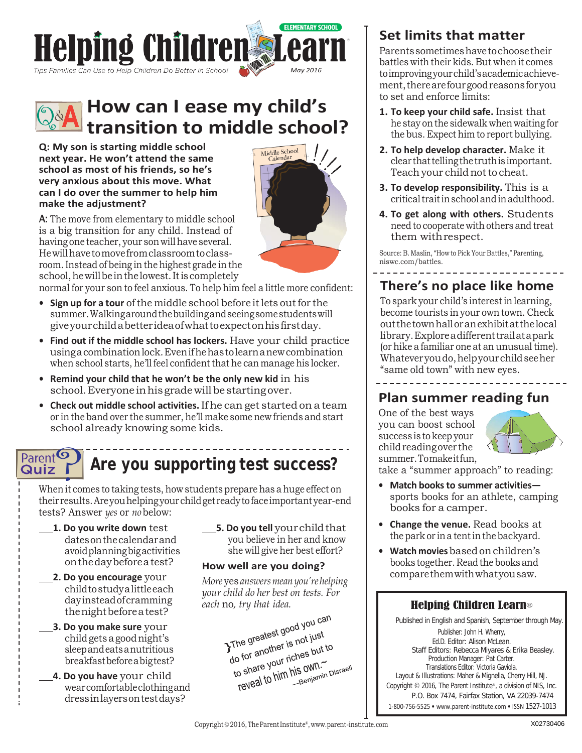# Helping Children Learn

Tips Families Can Use to Help Children Do Better in School

ELEMENTARY SCHOOL

May 2016

## Q&A How can I ease my child's transition to middle school?

**Q: My son is starting middle school next year. He won't attend the same school as most of his friends, so he's very anxious about this move. What can I do over the summer to help him make the adjustment?**

**A:** The move from elementary to middle school is a big transition for any child. Instead of having one teacher, your son will have several. He will have to move from classroom to classroom. Instead of being in the highest grade in the school, he will be in the lowest. It is completely normal for your son to feel anxious. To help him feel a little more confident:

- **Sign up for a tour** of the middle school before it lets out for the summer. Walking around the building and seeing some students will give your child a better idea of what to expect on his first day.
- **Find out if the middle school has lockers.** Have your child practice using a combination lock. Even if he has to learn a new combination when school starts, he'll feel confident that he can manage his locker.
- **Remind your child that he won't be the only new kid** in his school. Everyone in his grade will be starting over.
- **Check out middle school activities.** If he can get started on a team or in the band over the summer, he'll make some new friends and start school already knowing some kids.

## Parent Quiz: Are you supporting test success?

When it comes to taking tests, how students prepare has a huge effect on their results. Are you helping your child get ready to face important year-end tests? Answer *yes* or *no* below:

___**1. Do you write down** test dates on the calendar and avoid planning big activities on the day before a test?

___**2. Do you encourage** your child to study a little each day instead of cramming the night before a test?

___**3. Do you make sure** your child gets a good night's sleep and eats a nutritious breakfast before a big test?

___**4. Do you have** your child wear comfortable clothing and dress in layers on test days?

___**5. Do you tell** your child that you believe in her and know she will give her best effort?

### How well are you doing?

*More* yes *answers mean you're helping your child do her best on tests. For each* no, *try that idea.*

> The greatest good you can do for another is not just to share your riches but to reveal to him his own.
> —Benjamin Disraeli

## Set limits that matter

Parents sometimes have to choose their battles with their kids. But when it comes to improving your child's academic achievement, there are four good reasons for you to set and enforce limits:

1. **To keep your child safe.** Insist that he stay on the sidewalk when waiting for the bus. Expect him to report bullying.
2. **To help develop character.** Make it clear that telling the truth is important. Teach your child not to cheat.
3. **To develop responsibility.** This is a critical trait in school and in adulthood.
4. **To get along with others.** Students need to cooperate with others and treat them with respect.

Source: B. Maslin, "How to Pick Your Battles," Parenting, niswc.com/battles.

## There's no place like home

To spark your child's interest in learning, become tourists in your own town. Check out the town hall or an exhibit at the local library. Explore a different trail at a park (or hike a familiar one at an unusual time). Whatever you do, help your child see her "same old town" with new eyes.

## Plan summer reading fun

One of the best ways you can boost school success is to keep your child reading over the summer. To make it fun, take a "summer approach" to reading:

- **Match books to summer activities—** sports books for an athlete, camping books for a camper.
- **Change the venue.** Read books at the park or in a tent in the backyard.
- **Watch movies** based on children's books together. Read the books and compare them with what you saw.

### Helping Children Learn®

Published in English and Spanish, September through May.
Publisher: John H. Wherry,
Ed.D. Editor: Alison McLean.
Staff Editors: Rebecca Miyares & Erika Beasley.
Production Manager: Pat Carter.
Translations Editor: Victoria Gaviola.
Layout & Illustrations: Maher & Mignella, Cherry Hill, NJ.
Copyright © 2016, The Parent Institute®, a division of NIS, Inc.
P.O. Box 7474, Fairfax Station, VA 22039-7474
1-800-756-5525 • www.parent-institute.com • ISSN 1527-1013

Copyright © 2016, The Parent Institute®, www.parent-institute.com

X02730406